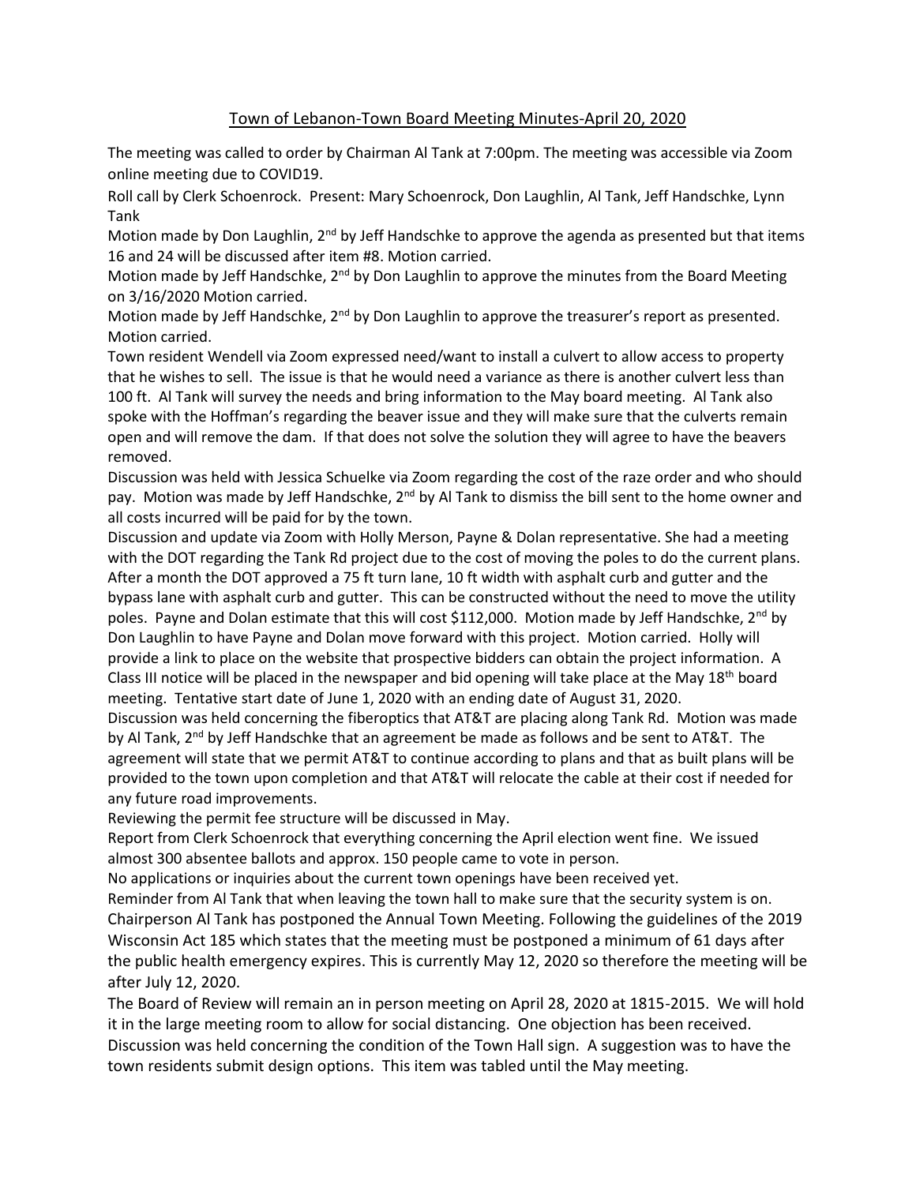# Town of Lebanon-Town Board Meeting Minutes-April 20, 2020

The meeting was called to order by Chairman Al Tank at 7:00pm. The meeting was accessible via Zoom online meeting due to COVID19.

Roll call by Clerk Schoenrock. Present: Mary Schoenrock, Don Laughlin, Al Tank, Jeff Handschke, Lynn Tank

Motion made by Don Laughlin, 2nd by Jeff Handschke to approve the agenda as presented but that items 16 and 24 will be discussed after item #8. Motion carried.

Motion made by Jeff Handschke, 2nd by Don Laughlin to approve the minutes from the Board Meeting on 3/16/2020 Motion carried.

Motion made by Jeff Handschke, 2nd by Don Laughlin to approve the treasurer's report as presented. Motion carried.

Town resident Wendell via Zoom expressed need/want to install a culvert to allow access to property that he wishes to sell. The issue is that he would need a variance as there is another culvert less than 100 ft. Al Tank will survey the needs and bring information to the May board meeting. Al Tank also spoke with the Hoffman's regarding the beaver issue and they will make sure that the culverts remain open and will remove the dam. If that does not solve the solution they will agree to have the beavers removed.

Discussion was held with Jessica Schuelke via Zoom regarding the cost of the raze order and who should pay. Motion was made by Jeff Handschke, 2nd by Al Tank to dismiss the bill sent to the home owner and all costs incurred will be paid for by the town.

Discussion and update via Zoom with Holly Merson, Payne & Dolan representative. She had a meeting with the DOT regarding the Tank Rd project due to the cost of moving the poles to do the current plans. After a month the DOT approved a 75 ft turn lane, 10 ft width with asphalt curb and gutter and the bypass lane with asphalt curb and gutter. This can be constructed without the need to move the utility poles. Payne and Dolan estimate that this will cost $112,000. Motion made by Jeff Handschke, 2nd by Don Laughlin to have Payne and Dolan move forward with this project. Motion carried. Holly will provide a link to place on the website that prospective bidders can obtain the project information. A Class III notice will be placed in the newspaper and bid opening will take place at the May 18th board meeting. Tentative start date of June 1, 2020 with an ending date of August 31, 2020.

Discussion was held concerning the fiberoptics that AT&T are placing along Tank Rd. Motion was made by Al Tank, 2nd by Jeff Handschke that an agreement be made as follows and be sent to AT&T. The agreement will state that we permit AT&T to continue according to plans and that as built plans will be provided to the town upon completion and that AT&T will relocate the cable at their cost if needed for any future road improvements.

Reviewing the permit fee structure will be discussed in May.

Report from Clerk Schoenrock that everything concerning the April election went fine. We issued almost 300 absentee ballots and approx. 150 people came to vote in person.

No applications or inquiries about the current town openings have been received yet.

Reminder from Al Tank that when leaving the town hall to make sure that the security system is on.

Chairperson Al Tank has postponed the Annual Town Meeting. Following the guidelines of the 2019 Wisconsin Act 185 which states that the meeting must be postponed a minimum of 61 days after the public health emergency expires. This is currently May 12, 2020 so therefore the meeting will be after July 12, 2020.

The Board of Review will remain an in person meeting on April 28, 2020 at 1815-2015. We will hold it in the large meeting room to allow for social distancing. One objection has been received.

Discussion was held concerning the condition of the Town Hall sign. A suggestion was to have the town residents submit design options. This item was tabled until the May meeting.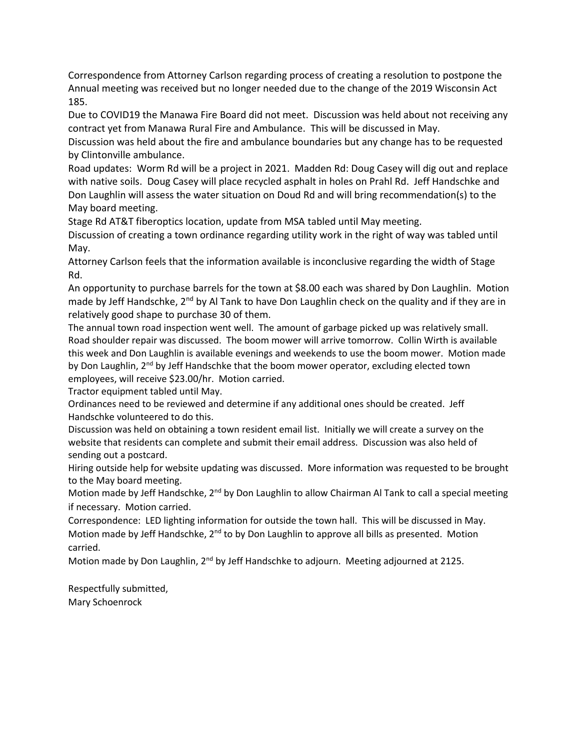Correspondence from Attorney Carlson regarding process of creating a resolution to postpone the Annual meeting was received but no longer needed due to the change of the 2019 Wisconsin Act 185.

Due to COVID19 the Manawa Fire Board did not meet. Discussion was held about not receiving any contract yet from Manawa Rural Fire and Ambulance. This will be discussed in May.

Discussion was held about the fire and ambulance boundaries but any change has to be requested by Clintonville ambulance.

Road updates: Worm Rd will be a project in 2021. Madden Rd: Doug Casey will dig out and replace with native soils. Doug Casey will place recycled asphalt in holes on Prahl Rd. Jeff Handschke and Don Laughlin will assess the water situation on Doud Rd and will bring recommendation(s) to the May board meeting.

Stage Rd AT&T fiberoptics location, update from MSA tabled until May meeting.

Discussion of creating a town ordinance regarding utility work in the right of way was tabled until May.

Attorney Carlson feels that the information available is inconclusive regarding the width of Stage Rd.

An opportunity to purchase barrels for the town at $8.00 each was shared by Don Laughlin. Motion made by Jeff Handschke, 2nd by Al Tank to have Don Laughlin check on the quality and if they are in relatively good shape to purchase 30 of them.

The annual town road inspection went well. The amount of garbage picked up was relatively small. Road shoulder repair was discussed. The boom mower will arrive tomorrow. Collin Wirth is available this week and Don Laughlin is available evenings and weekends to use the boom mower. Motion made by Don Laughlin, 2nd by Jeff Handschke that the boom mower operator, excluding elected town employees, will receive $23.00/hr. Motion carried.

Tractor equipment tabled until May.

Ordinances need to be reviewed and determine if any additional ones should be created. Jeff Handschke volunteered to do this.

Discussion was held on obtaining a town resident email list. Initially we will create a survey on the website that residents can complete and submit their email address. Discussion was also held of sending out a postcard.

Hiring outside help for website updating was discussed. More information was requested to be brought to the May board meeting.

Motion made by Jeff Handschke, 2nd by Don Laughlin to allow Chairman Al Tank to call a special meeting if necessary. Motion carried.

Correspondence: LED lighting information for outside the town hall. This will be discussed in May.

Motion made by Jeff Handschke, 2nd to by Don Laughlin to approve all bills as presented. Motion carried.

Motion made by Don Laughlin, 2nd by Jeff Handschke to adjourn. Meeting adjourned at 2125.

Respectfully submitted,
Mary Schoenrock